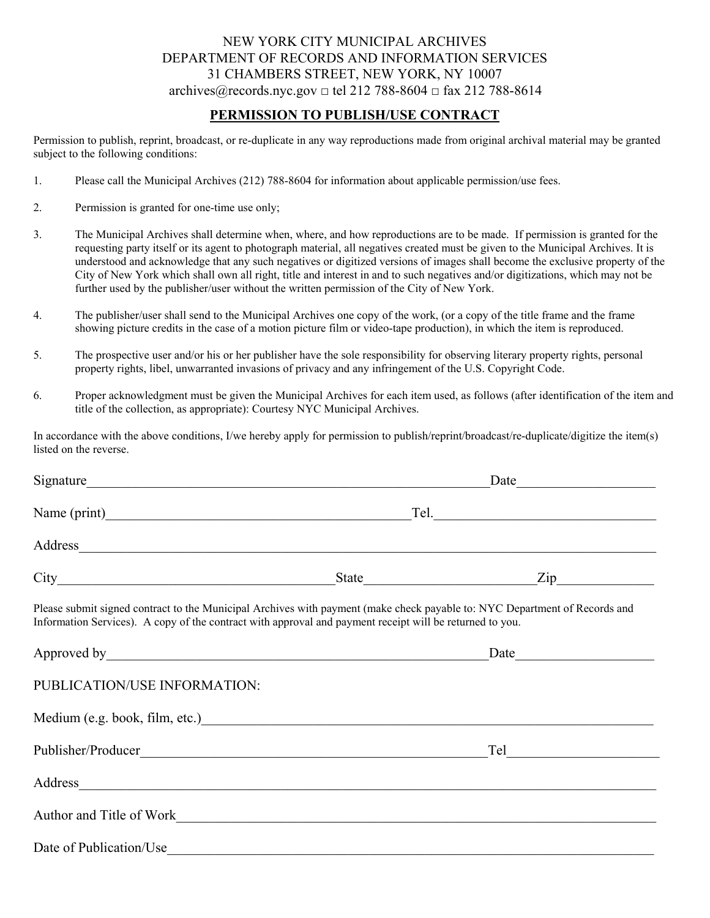NEW YORK CITY MUNICIPAL ARCHIVES
DEPARTMENT OF RECORDS AND INFORMATION SERVICES
31 CHAMBERS STREET, NEW YORK, NY 10007
archives@records.nyc.gov □ tel 212 788-8604 □ fax 212 788-8614

## PERMISSION TO PUBLISH/USE CONTRACT

Permission to publish, reprint, broadcast, or re-duplicate in any way reproductions made from original archival material may be granted subject to the following conditions:

1. Please call the Municipal Archives (212) 788-8604 for information about applicable permission/use fees.

2. Permission is granted for one-time use only;

3. The Municipal Archives shall determine when, where, and how reproductions are to be made. If permission is granted for the requesting party itself or its agent to photograph material, all negatives created must be given to the Municipal Archives. It is understood and acknowledge that any such negatives or digitized versions of images shall become the exclusive property of the City of New York which shall own all right, title and interest in and to such negatives and/or digitizations, which may not be further used by the publisher/user without the written permission of the City of New York.

4. The publisher/user shall send to the Municipal Archives one copy of the work, (or a copy of the title frame and the frame showing picture credits in the case of a motion picture film or video-tape production), in which the item is reproduced.

5. The prospective user and/or his or her publisher have the sole responsibility for observing literary property rights, personal property rights, libel, unwarranted invasions of privacy and any infringement of the U.S. Copyright Code.

6. Proper acknowledgment must be given the Municipal Archives for each item used, as follows (after identification of the item and title of the collection, as appropriate): Courtesy NYC Municipal Archives.

In accordance with the above conditions, I/we hereby apply for permission to publish/reprint/broadcast/re-duplicate/digitize the item(s) listed on the reverse.

Signature_______________________________________________ Date___________________

Name (print)____________________________________ Tel.______________________________

Address_________________________________________________________________________

City_________________________________ State______________________ Zip_____________

Please submit signed contract to the Municipal Archives with payment (make check payable to: NYC Department of Records and Information Services). A copy of the contract with approval and payment receipt will be returned to you.

Approved by_____________________________________________ Date___________________

PUBLICATION/USE INFORMATION:

Medium (e.g. book, film, etc.)_____________________________________________________

Publisher/Producer__________________________________________ Tel____________________

Address_________________________________________________________________________

Author and Title of Work______________________________________________________________

Date of Publication/Use_______________________________________________________________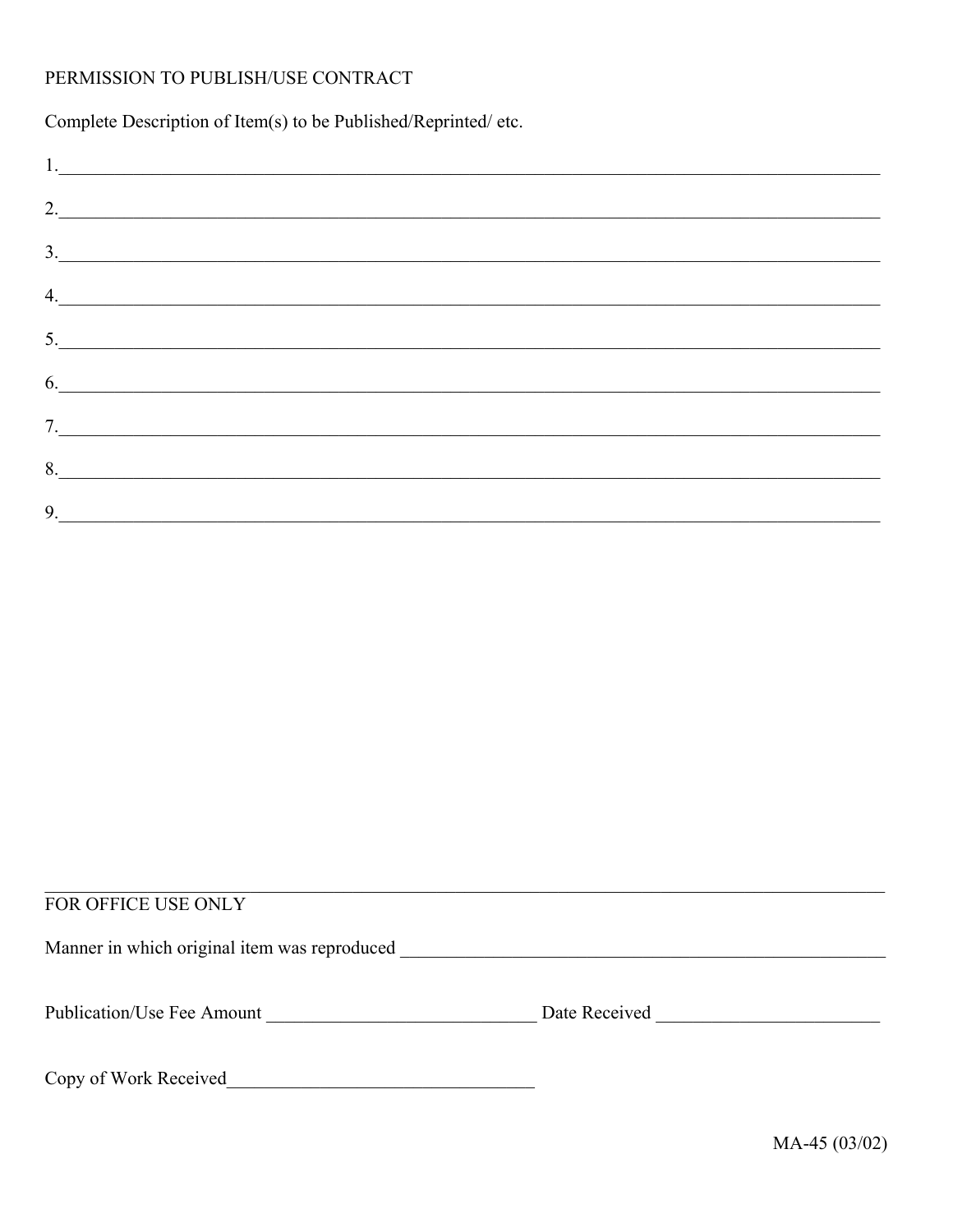PERMISSION TO PUBLISH/USE CONTRACT

Complete Description of Item(s) to be Published/Reprinted/ etc.

1.\_\_\_\_\_\_\_\_\_\_\_\_\_\_\_\_\_\_\_\_\_\_\_\_\_\_\_\_\_\_\_\_\_\_\_\_\_\_\_\_\_\_\_\_\_\_\_\_\_\_\_\_\_\_\_\_\_\_\_\_

2.\_\_\_\_\_\_\_\_\_\_\_\_\_\_\_\_\_\_\_\_\_\_\_\_\_\_\_\_\_\_\_\_\_\_\_\_\_\_\_\_\_\_\_\_\_\_\_\_\_\_\_\_\_\_\_\_\_\_\_\_

3.\_\_\_\_\_\_\_\_\_\_\_\_\_\_\_\_\_\_\_\_\_\_\_\_\_\_\_\_\_\_\_\_\_\_\_\_\_\_\_\_\_\_\_\_\_\_\_\_\_\_\_\_\_\_\_\_\_\_\_\_

4.\_\_\_\_\_\_\_\_\_\_\_\_\_\_\_\_\_\_\_\_\_\_\_\_\_\_\_\_\_\_\_\_\_\_\_\_\_\_\_\_\_\_\_\_\_\_\_\_\_\_\_\_\_\_\_\_\_\_\_\_

5.\_\_\_\_\_\_\_\_\_\_\_\_\_\_\_\_\_\_\_\_\_\_\_\_\_\_\_\_\_\_\_\_\_\_\_\_\_\_\_\_\_\_\_\_\_\_\_\_\_\_\_\_\_\_\_\_\_\_\_\_

6.\_\_\_\_\_\_\_\_\_\_\_\_\_\_\_\_\_\_\_\_\_\_\_\_\_\_\_\_\_\_\_\_\_\_\_\_\_\_\_\_\_\_\_\_\_\_\_\_\_\_\_\_\_\_\_\_\_\_\_\_

7.\_\_\_\_\_\_\_\_\_\_\_\_\_\_\_\_\_\_\_\_\_\_\_\_\_\_\_\_\_\_\_\_\_\_\_\_\_\_\_\_\_\_\_\_\_\_\_\_\_\_\_\_\_\_\_\_\_\_\_\_

8.\_\_\_\_\_\_\_\_\_\_\_\_\_\_\_\_\_\_\_\_\_\_\_\_\_\_\_\_\_\_\_\_\_\_\_\_\_\_\_\_\_\_\_\_\_\_\_\_\_\_\_\_\_\_\_\_\_\_\_\_

9.\_\_\_\_\_\_\_\_\_\_\_\_\_\_\_\_\_\_\_\_\_\_\_\_\_\_\_\_\_\_\_\_\_\_\_\_\_\_\_\_\_\_\_\_\_\_\_\_\_\_\_\_\_\_\_\_\_\_\_\_

---

FOR OFFICE USE ONLY

Manner in which original item was reproduced \_\_\_\_\_\_\_\_\_\_\_\_\_\_\_\_\_\_\_\_\_\_\_\_\_\_\_\_\_\_\_\_\_\_

Publication/Use Fee Amount \_\_\_\_\_\_\_\_\_\_\_\_\_\_\_\_\_\_ Date Received \_\_\_\_\_\_\_\_\_\_\_\_\_\_\_\_

Copy of Work Received\_\_\_\_\_\_\_\_\_\_\_\_\_\_\_\_\_\_\_\_\_\_

MA-45 (03/02)